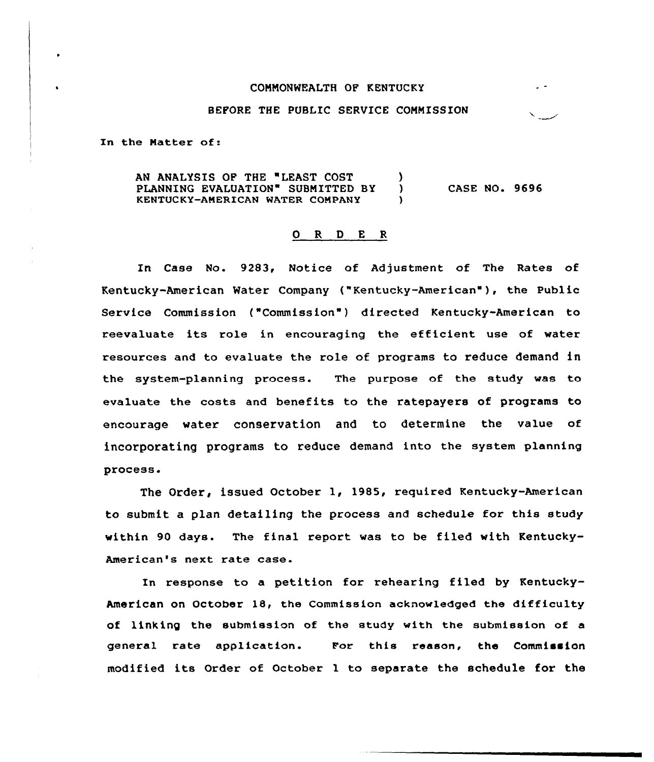COMMONWEALTH OF KENTUCKY

BEFORE THE PUBLIC SERVICE COMMISSION

In the Matter of:

| | | |
|---|---|---|
| AN ANALYSIS OF THE "LEAST COST PLANNING EVALUATION" SUBMITTED BY KENTUCKY-AMERICAN WATER COMPANY | ) ) ) | CASE NO. 9696 |

## O R D E R

In Case No. 9283, Notice of Adjustment of The Rates of Kentucky-American Water Company ("Kentucky-American"), the Public Service Commission ("Commission") directed Kentucky-American to reevaluate its role in encouraging the efficient use of water resources and to evaluate the role of programs to reduce demand in the system-planning process. The purpose of the study was to evaluate the costs and benefits to the ratepayers of programs to encourage water conservation and to determine the value of incorporating programs to reduce demand into the system planning process.

The Order, issued October 1, 1985, required Kentucky-American to submit a plan detailing the process and schedule for this study within 90 days. The final report was to be filed with Kentucky-American's next rate case.

In response to a petition for rehearing filed by Kentucky-American on October 18, the Commission acknowledged the difficulty of linking the submission of the study with the submission of a general rate application. For this reason, the Commission modified its Order of October 1 to separate the schedule for the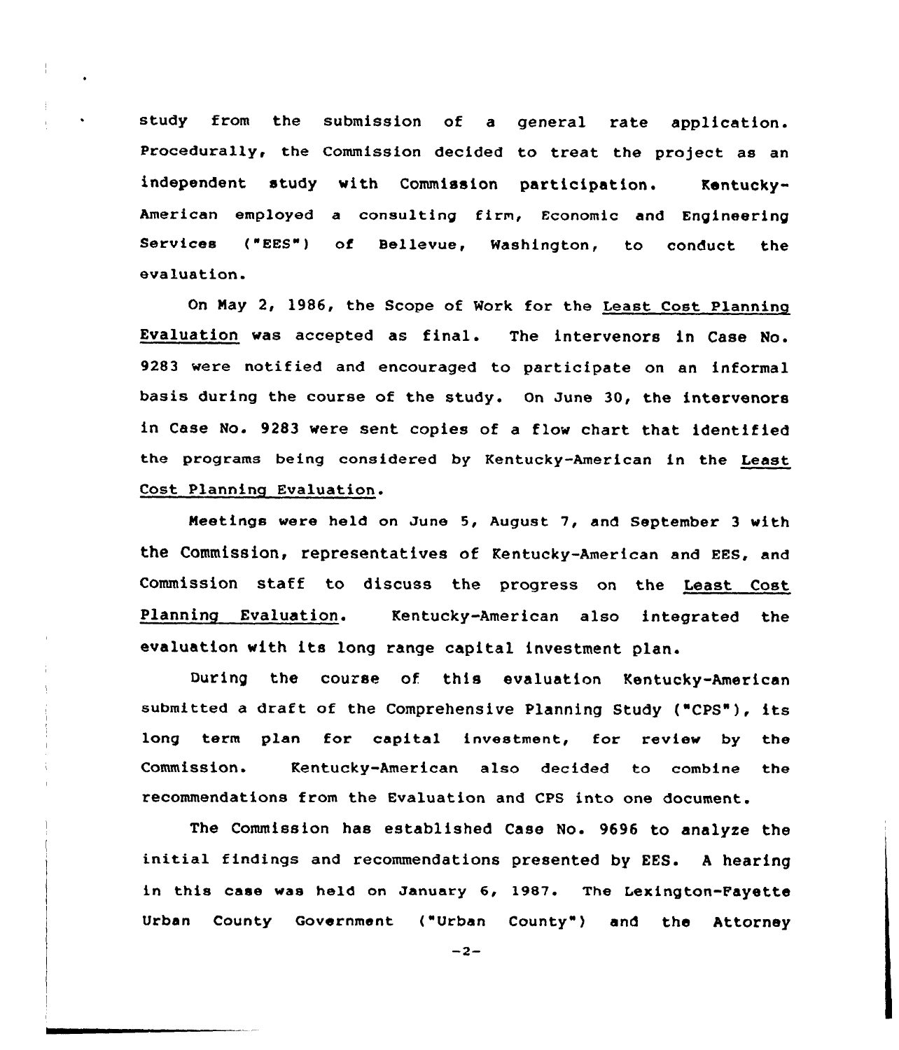study from the submission of a general rate application. Procedurally, the Commission decided to treat the project as an independent study with Commission participation. Kentucky-American employed a consulting firm, Economic and Engineering Services ("EES") of Bellevue, Washington, to conduct the evaluation.

On May 2, 1986, the Scope of Work for the Least Cost Planning Evaluation was accepted as final. The intervenors in Case No. 9283 were notified and encouraged to participate on an informal basis during the course of the study. On June 30, the intervenors in Case No. 9283 were sent copies of a flow chart that identified the programs being considered by Kentucky-American in the Least Cost Planning Evaluation.

Meetings were held on June 5, August 7, and September 3 with the Commission, representatives of Kentucky-American and EES, and Commission staff to discuss the progress on the Least Cost Planning Evaluation. Kentucky-American also integrated the evaluation with its long range capital investment plan.

During the course of this evaluation Kentucky-American submitted a draft of the Comprehensive Planning Study ("CPS"), its long term plan for capital investment, for review by the Commission. Kentucky-American also decided to combine the recommendations from the Evaluation and CPS into one document.

The Commission has established Case No. 9696 to analyze the initial findings and recommendations presented by EES. A hearing in this case was held on January 6, 1987. The Lexington-Fayette Urban County Government ("Urban County") and the Attorney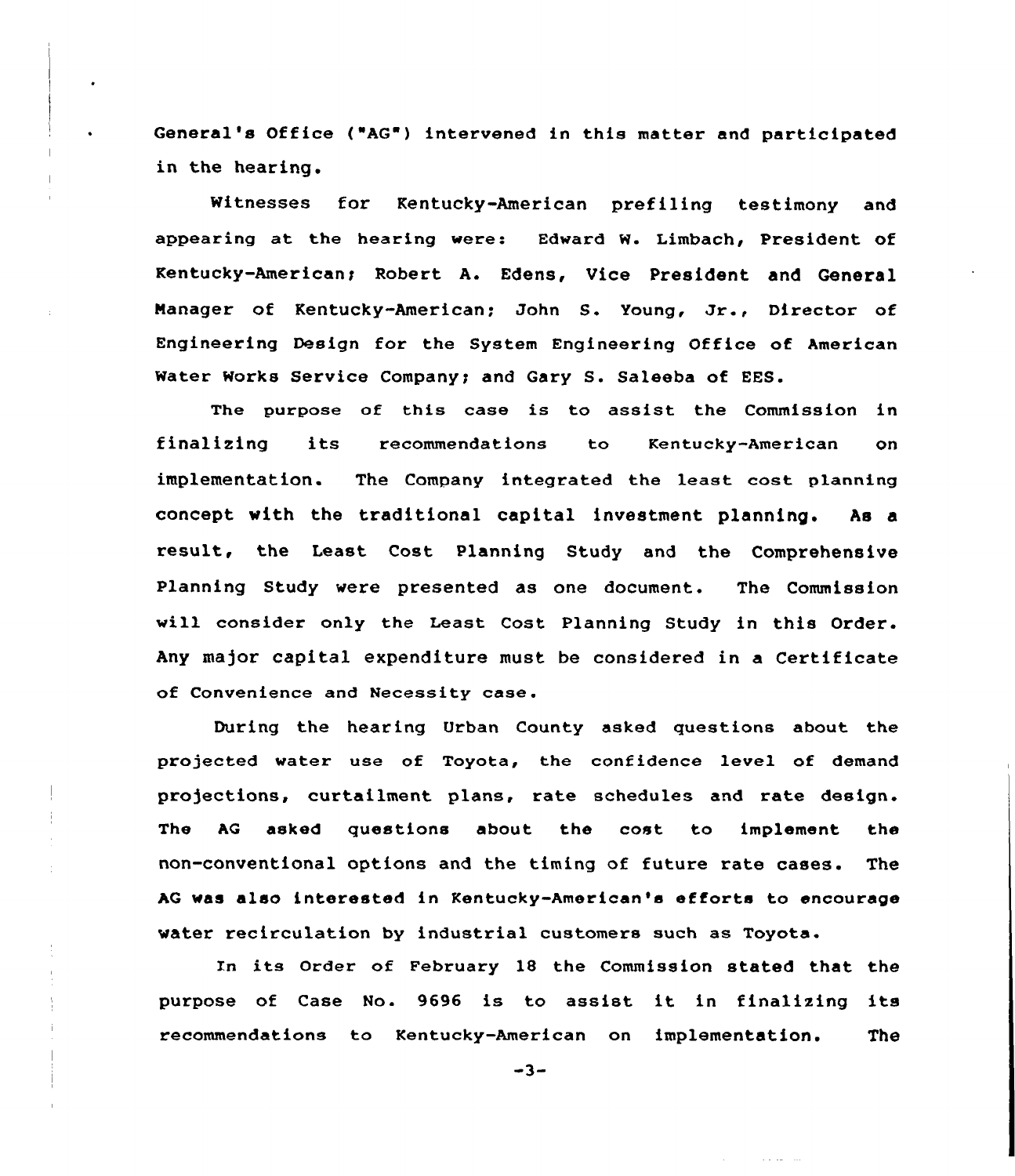General's Office ("AG") intervened in this matter and participated in the hearing.

Witnesses for Kentucky-American prefiling testimony and appearing at the hearing were: Edward W. Limbach, President of Kentucky-American; Robert A. Edens, Vice President and General Manager of Kentucky-American; John S. Young, Jr., Director of Engineering Design for the System Engineering Office of American Water Works Service Company; and Gary S. Saleeba of EES.

The purpose of this case is to assist the Commission in finalizing its recommendations to Kentucky-American on implementation. The Company integrated the least cost planning concept with the traditional capital investment planning. As a result, the Least Cost Planning Study and the Comprehensive Planning Study were presented as one document. The Commission will consider only the Least Cost Planning Study in this Order. Any major capital expenditure must be considered in a Certificate of Convenience and Necessity case.

During the hearing Urban County asked questions about the projected water use of Toyota, the confidence level of demand projections, curtailment plans, rate schedules and rate design. The AG asked questions about the cost to implement the non-conventional options and the timing of future rate cases. The AG was also interested in Kentucky-American's efforts to encourage water recirculation by industrial customers such as Toyota.

In its Order of February 18 the Commission stated that the purpose of Case No. 9696 is to assist it in finalizing its recommendations to Kentucky-American on implementation. The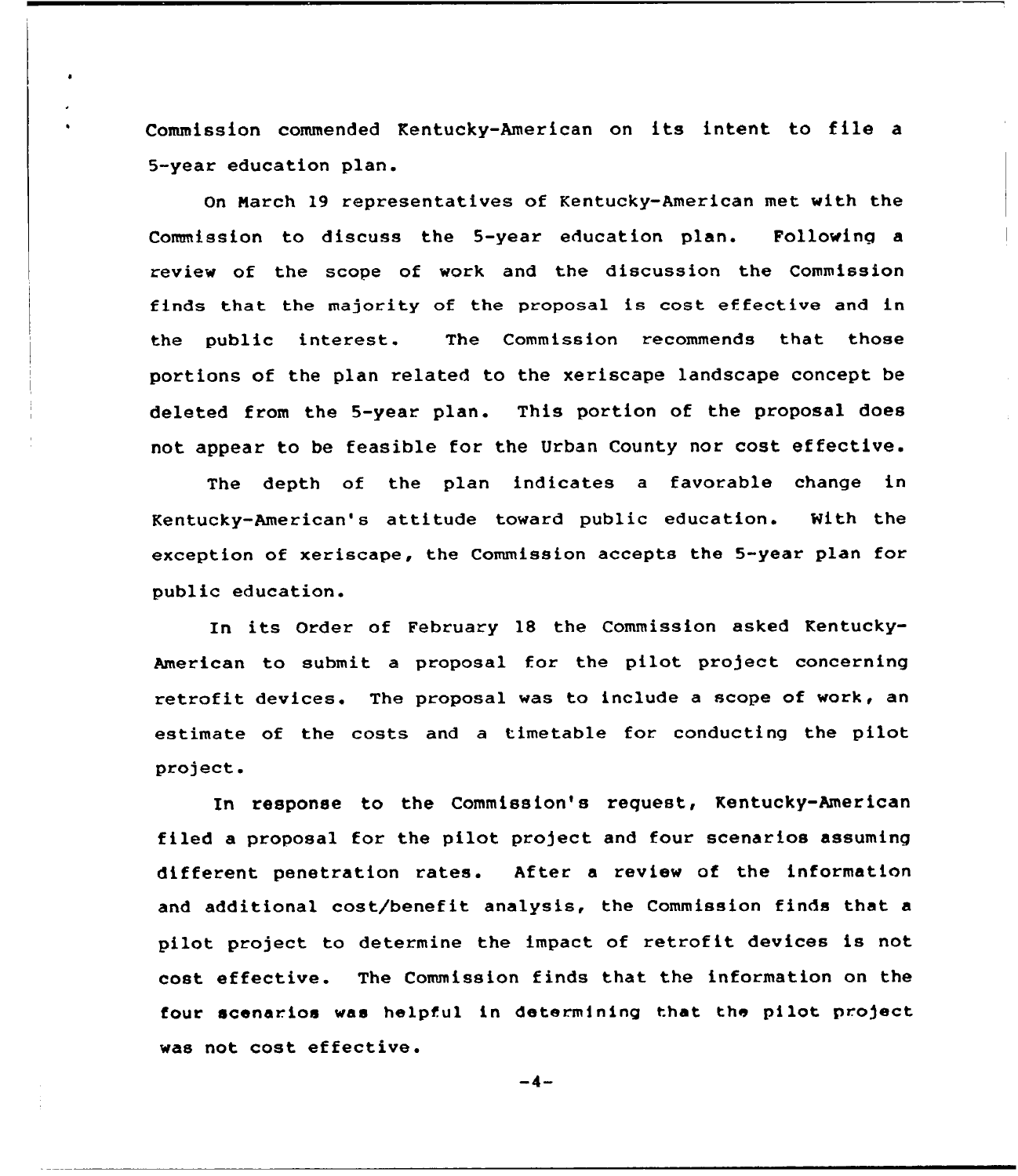Commission commended Kentucky-American on its intent to file a 5-year education plan.

On March 19 representatives of Kentucky-American met with the Commission to discuss the 5-year education plan. Following a review of the scope of work and the discussion the Commission finds that the majority of the proposal is cost effective and in the public interest. The Commission recommends that those portions of the plan related to the xeriscape landscape concept be deleted from the 5-year plan. This portion of the proposal does not appear to be feasible for the Urban County nor cost effective.

The depth of the plan indicates a favorable change in Kentucky-American's attitude toward public education. With the exception of xeriscape, the Commission accepts the 5-year plan for public education.

In its Order of February 18 the Commission asked Kentucky-American to submit a proposal for the pilot project concerning retrofit devices. The proposal was to include a scope of work, an estimate of the costs and a timetable for conducting the pilot project.

In response to the Commission's request, Kentucky-American filed a proposal for the pilot project and four scenarios assuming different penetration rates. After a review of the information and additional cost/benefit analysis, the Commission finds that a pilot project to determine the impact of retrofit devices is not cost effective. The Commission finds that the information on the four scenarios was helpful in determining that the pilot project was not cost effective.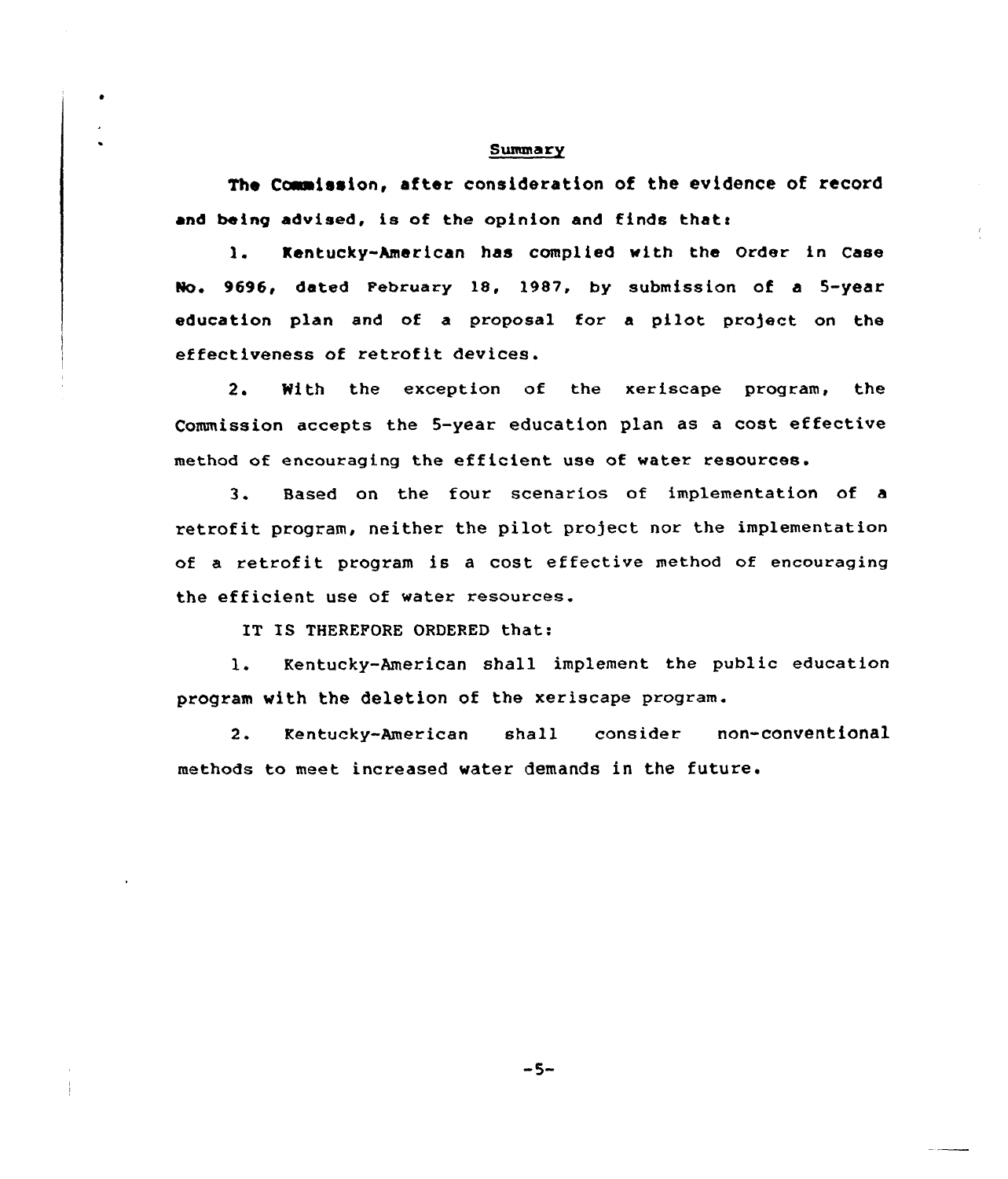## Summary

The Commission, after consideration of the evidence of record and being advised, is of the opinion and finds that:

1. Kentucky-American has complied with the Order in Case No. 9696, dated February 18, 1987, by submission of a 5-year education plan and of a proposal for a pilot project on the effectiveness of retrofit devices.

2. With the exception of the xeriscape program, the Commission accepts the 5-year education plan as a cost effective method of encouraging the efficient use of water resources.

3. Based on the four scenarios of implementation of a retrofit program, neither the pilot project nor the implementation of a retrofit program is a cost effective method of encouraging the efficient use of water resources.

IT IS THEREFORE ORDERED that:

1. Kentucky-American shall implement the public education program with the deletion of the xeriscape program.

2. Kentucky-American shall consider non-conventional methods to meet increased water demands in the future.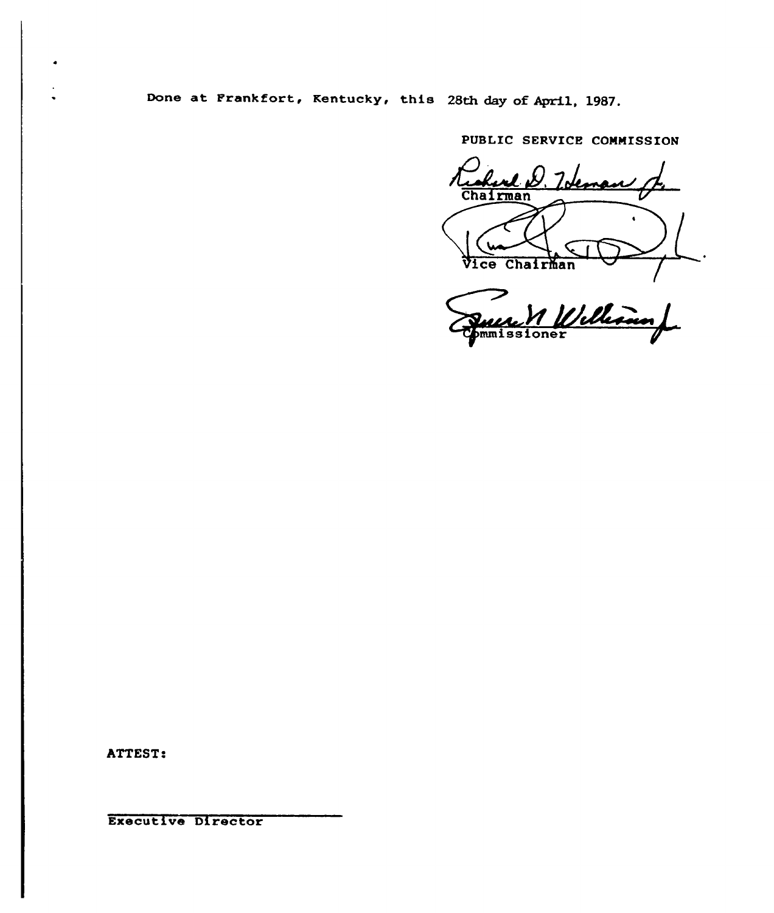Done at Frankfort, Kentucky, this 28th day of April, 1987.

PUBLIC SERVICE COMMISSION

Chairman

Vice Chairman

Commissioner

ATTEST:

Executive Director